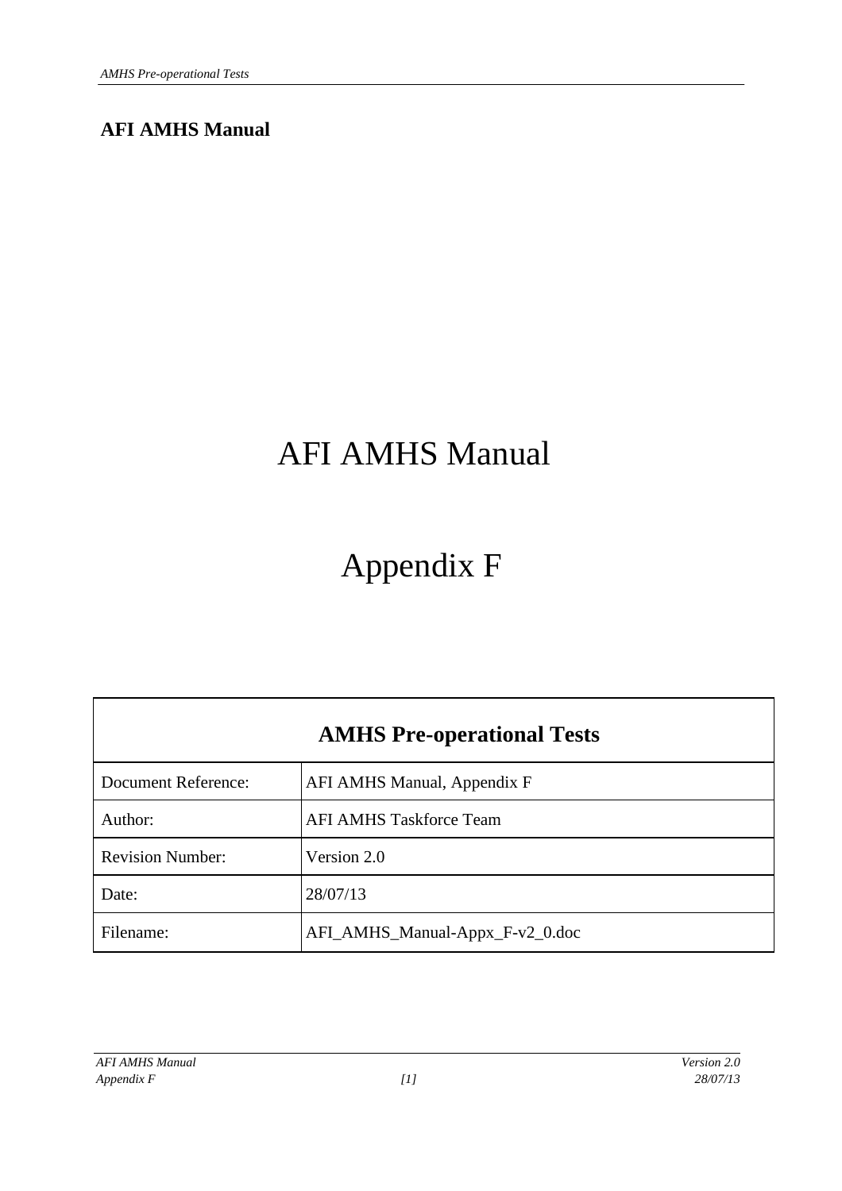**AFI AMHS Manual**

# AFI AMHS Manual

# Appendix F

| AMHS Pre-operational Tests | |
|---|---|
| Document Reference: | AFI AMHS Manual, Appendix F |
| Author: | AFI AMHS Taskforce Team |
| Revision Number: | Version 2.0 |
| Date: | 28/07/13 |
| Filename: | AFI_AMHS_Manual-Appx_F-v2_0.doc |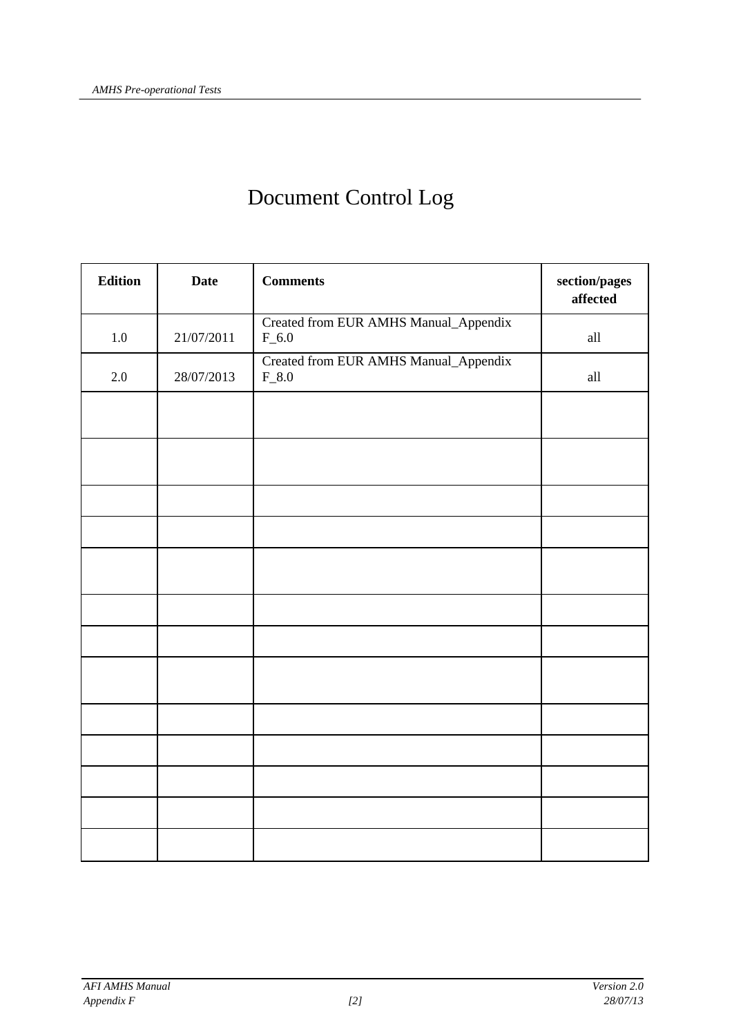# Document Control Log

| Edition | Date | Comments | section/pages affected |
|---|---|---|---|
| 1.0 | 21/07/2011 | Created from EUR AMHS Manual_Appendix F_6.0 | all |
| 2.0 | 28/07/2013 | Created from EUR AMHS Manual_Appendix F_8.0 | all |
| | | | |
| | | | |
| | | | |
| | | | |
| | | | |
| | | | |
| | | | |
| | | | |
| | | | |
| | | | |
| | | | |
| | | | |
| | | | |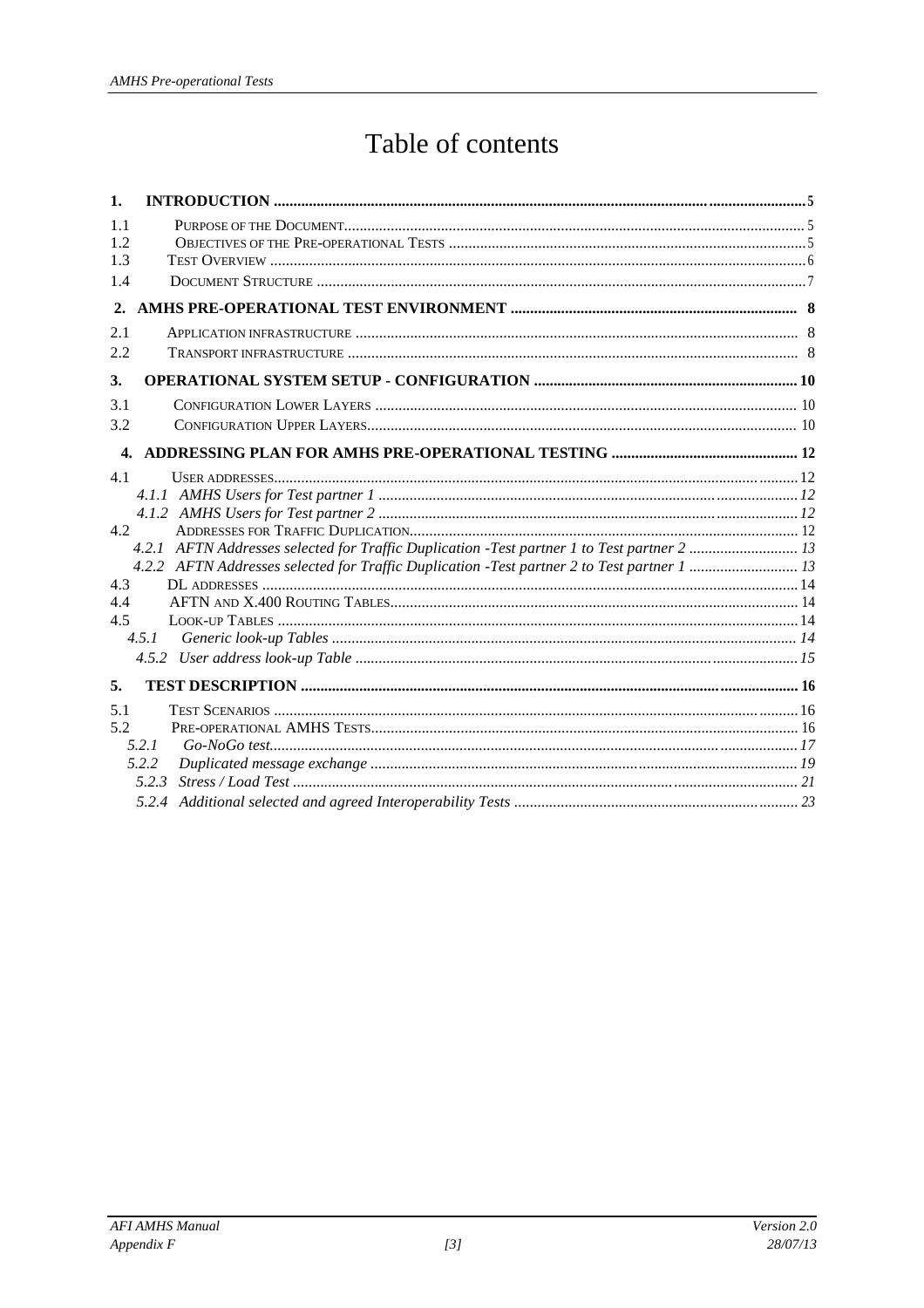# Table of contents

**1. INTRODUCTION** ........ 5

1.1 PURPOSE OF THE DOCUMENT ........ 5
1.2 OBJECTIVES OF THE PRE-OPERATIONAL TESTS ........ 5
1.3 TEST OVERVIEW ........ 6
1.4 DOCUMENT STRUCTURE ........ 7

**2. AMHS PRE-OPERATIONAL TEST ENVIRONMENT** ........ 8

2.1 APPLICATION INFRASTRUCTURE ........ 8
2.2 TRANSPORT INFRASTRUCTURE ........ 8

**3. OPERATIONAL SYSTEM SETUP - CONFIGURATION** ........ 10

3.1 CONFIGURATION LOWER LAYERS ........ 10
3.2 CONFIGURATION UPPER LAYERS ........ 10

**4. ADDRESSING PLAN FOR AMHS PRE-OPERATIONAL TESTING** ........ 12

4.1 USER ADDRESSES ........ 12
*4.1.1 AMHS Users for Test partner 1* ........ 12
*4.1.2 AMHS Users for Test partner 2* ........ 12
4.2 ADDRESSES FOR TRAFFIC DUPLICATION ........ 12
*4.2.1 AFTN Addresses selected for Traffic Duplication -Test partner 1 to Test partner 2* ........ 13
*4.2.2 AFTN Addresses selected for Traffic Duplication -Test partner 2 to Test partner 1* ........ 13
4.3 DL ADDRESSES ........ 14
4.4 AFTN AND X.400 ROUTING TABLES ........ 14
4.5 LOOK-UP TABLES ........ 14
*4.5.1 Generic look-up Tables* ........ 14
*4.5.2 User address look-up Table* ........ 15

**5. TEST DESCRIPTION** ........ 16

5.1 TEST SCENARIOS ........ 16
5.2 PRE-OPERATIONAL AMHS TESTS ........ 16
*5.2.1 Go-NoGo test* ........ 17
*5.2.2 Duplicated message exchange* ........ 19
*5.2.3 Stress / Load Test* ........ 21
*5.2.4 Additional selected and agreed Interoperability Tests* ........ 23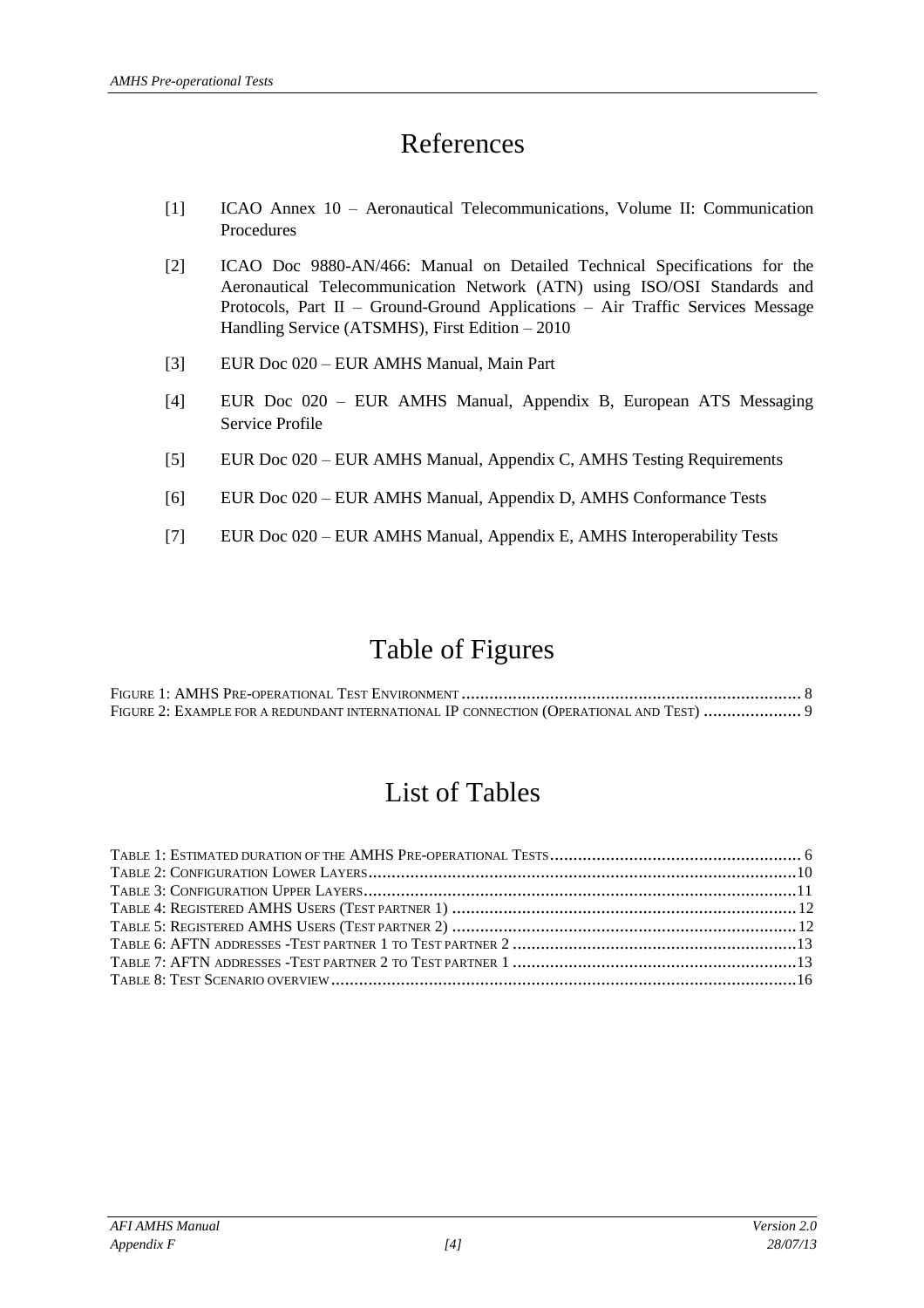# References

[1] ICAO Annex 10 – Aeronautical Telecommunications, Volume II: Communication Procedures

[2] ICAO Doc 9880-AN/466: Manual on Detailed Technical Specifications for the Aeronautical Telecommunication Network (ATN) using ISO/OSI Standards and Protocols, Part II – Ground-Ground Applications – Air Traffic Services Message Handling Service (ATSMHS), First Edition – 2010

[3] EUR Doc 020 – EUR AMHS Manual, Main Part

[4] EUR Doc 020 – EUR AMHS Manual, Appendix B, European ATS Messaging Service Profile

[5] EUR Doc 020 – EUR AMHS Manual, Appendix C, AMHS Testing Requirements

[6] EUR Doc 020 – EUR AMHS Manual, Appendix D, AMHS Conformance Tests

[7] EUR Doc 020 – EUR AMHS Manual, Appendix E, AMHS Interoperability Tests

# Table of Figures

FIGURE 1: AMHS PRE-OPERATIONAL TEST ENVIRONMENT ........ 8
FIGURE 2: EXAMPLE FOR A REDUNDANT INTERNATIONAL IP CONNECTION (OPERATIONAL AND TEST) ........ 9

# List of Tables

TABLE 1: ESTIMATED DURATION OF THE AMHS PRE-OPERATIONAL TESTS ........ 6
TABLE 2: CONFIGURATION LOWER LAYERS ........ 10
TABLE 3: CONFIGURATION UPPER LAYERS ........ 11
TABLE 4: REGISTERED AMHS USERS (TEST PARTNER 1) ........ 12
TABLE 5: REGISTERED AMHS USERS (TEST PARTNER 2) ........ 12
TABLE 6: AFTN ADDRESSES -TEST PARTNER 1 TO TEST PARTNER 2 ........ 13
TABLE 7: AFTN ADDRESSES -TEST PARTNER 2 TO TEST PARTNER 1 ........ 13
TABLE 8: TEST SCENARIO OVERVIEW ........ 16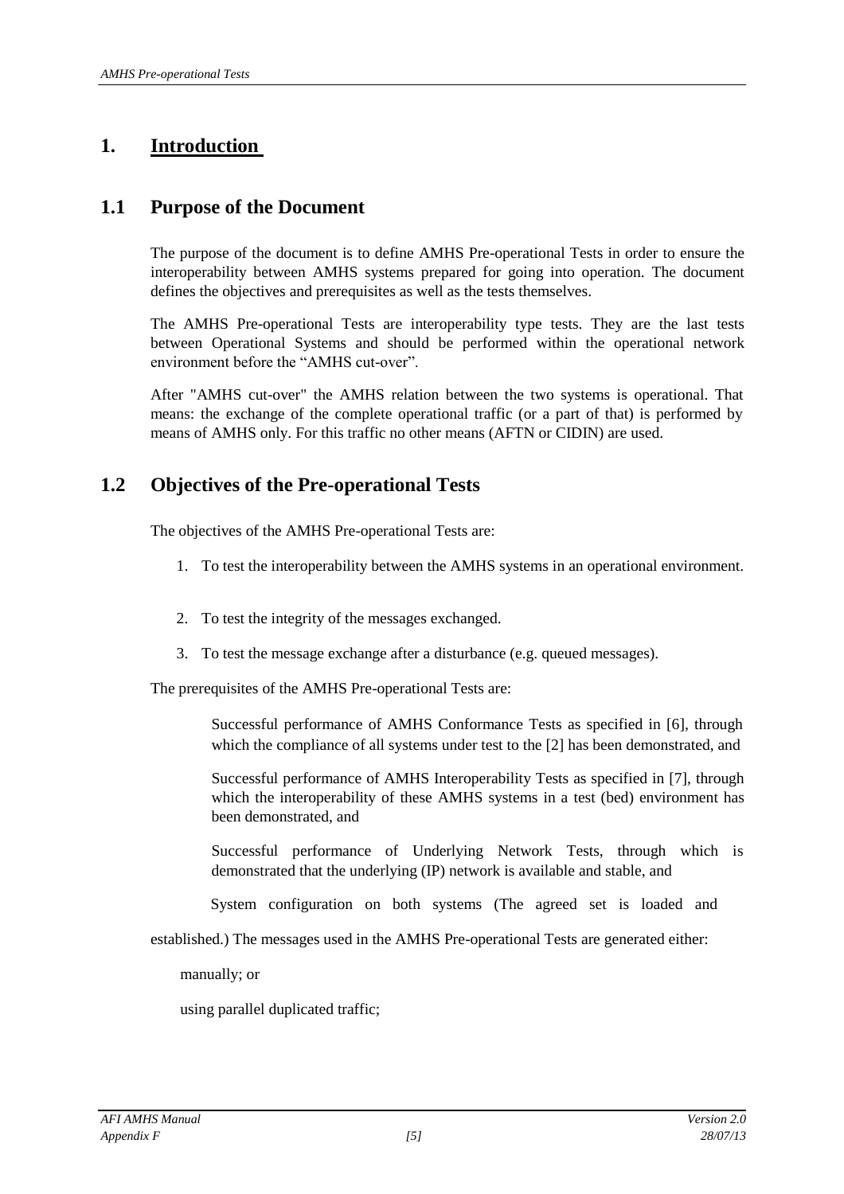# 1. Introduction

## 1.1 Purpose of the Document

The purpose of the document is to define AMHS Pre-operational Tests in order to ensure the interoperability between AMHS systems prepared for going into operation. The document defines the objectives and prerequisites as well as the tests themselves.

The AMHS Pre-operational Tests are interoperability type tests. They are the last tests between Operational Systems and should be performed within the operational network environment before the “AMHS cut-over”.

After "AMHS cut-over" the AMHS relation between the two systems is operational. That means: the exchange of the complete operational traffic (or a part of that) is performed by means of AMHS only. For this traffic no other means (AFTN or CIDIN) are used.

## 1.2 Objectives of the Pre-operational Tests

The objectives of the AMHS Pre-operational Tests are:

1. To test the interoperability between the AMHS systems in an operational environment.
2. To test the integrity of the messages exchanged.
3. To test the message exchange after a disturbance (e.g. queued messages).

The prerequisites of the AMHS Pre-operational Tests are:

Successful performance of AMHS Conformance Tests as specified in [6], through which the compliance of all systems under test to the [2] has been demonstrated, and

Successful performance of AMHS Interoperability Tests as specified in [7], through which the interoperability of these AMHS systems in a test (bed) environment has been demonstrated, and

Successful performance of Underlying Network Tests, through which is demonstrated that the underlying (IP) network is available and stable, and

System configuration on both systems (The agreed set is loaded and established.) The messages used in the AMHS Pre-operational Tests are generated either:

manually; or

using parallel duplicated traffic;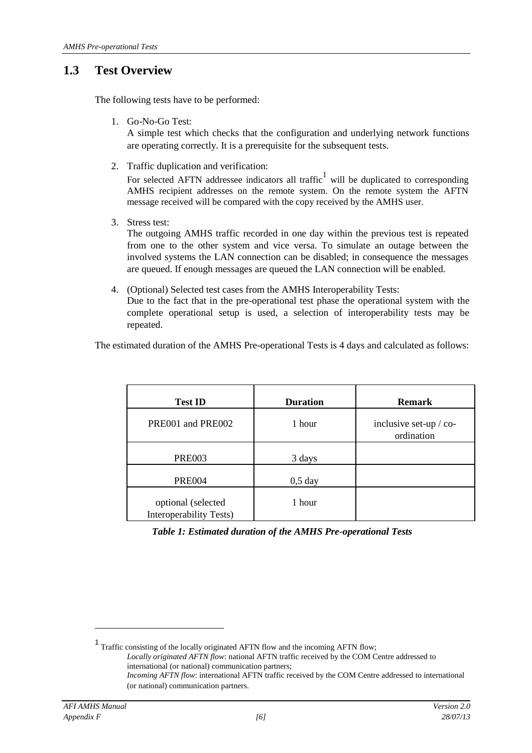## 1.3 Test Overview

The following tests have to be performed:

1. Go-No-Go Test:
   A simple test which checks that the configuration and underlying network functions are operating correctly. It is a prerequisite for the subsequent tests.

2. Traffic duplication and verification:
   For selected AFTN addressee indicators all traffic[1] will be duplicated to corresponding AMHS recipient addresses on the remote system. On the remote system the AFTN message received will be compared with the copy received by the AMHS user.

3. Stress test:
   The outgoing AMHS traffic recorded in one day within the previous test is repeated from one to the other system and vice versa. To simulate an outage between the involved systems the LAN connection can be disabled; in consequence the messages are queued. If enough messages are queued the LAN connection will be enabled.

4. (Optional) Selected test cases from the AMHS Interoperability Tests:
   Due to the fact that in the pre-operational test phase the operational system with the complete operational setup is used, a selection of interoperability tests may be repeated.

The estimated duration of the AMHS Pre-operational Tests is 4 days and calculated as follows:

| Test ID | Duration | Remark |
|---|---|---|
| PRE001 and PRE002 | 1 hour | inclusive set-up / co-ordination |
| PRE003 | 3 days | |
| PRE004 | 0,5 day | |
| optional (selected Interoperability Tests) | 1 hour | |

***Table 1: Estimated duration of the AMHS Pre-operational Tests***

[1] Traffic consisting of the locally originated AFTN flow and the incoming AFTN flow;
*Locally originated AFTN flow*: national AFTN traffic received by the COM Centre addressed to international (or national) communication partners;
*Incoming AFTN flow*: international AFTN traffic received by the COM Centre addressed to international (or national) communication partners.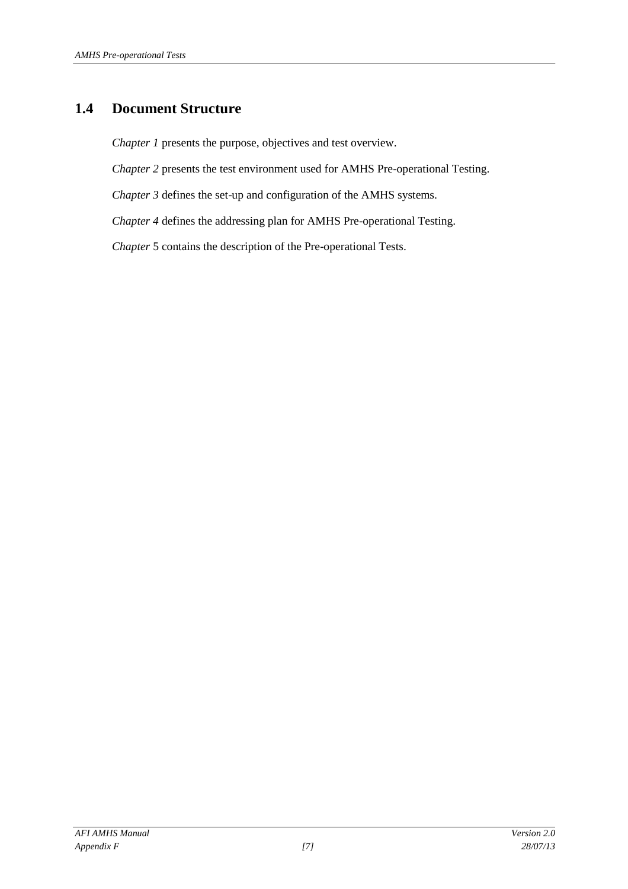## 1.4 Document Structure

*Chapter 1* presents the purpose, objectives and test overview.

*Chapter 2* presents the test environment used for AMHS Pre-operational Testing.

*Chapter 3* defines the set-up and configuration of the AMHS systems.

*Chapter 4* defines the addressing plan for AMHS Pre-operational Testing.

*Chapter* 5 contains the description of the Pre-operational Tests.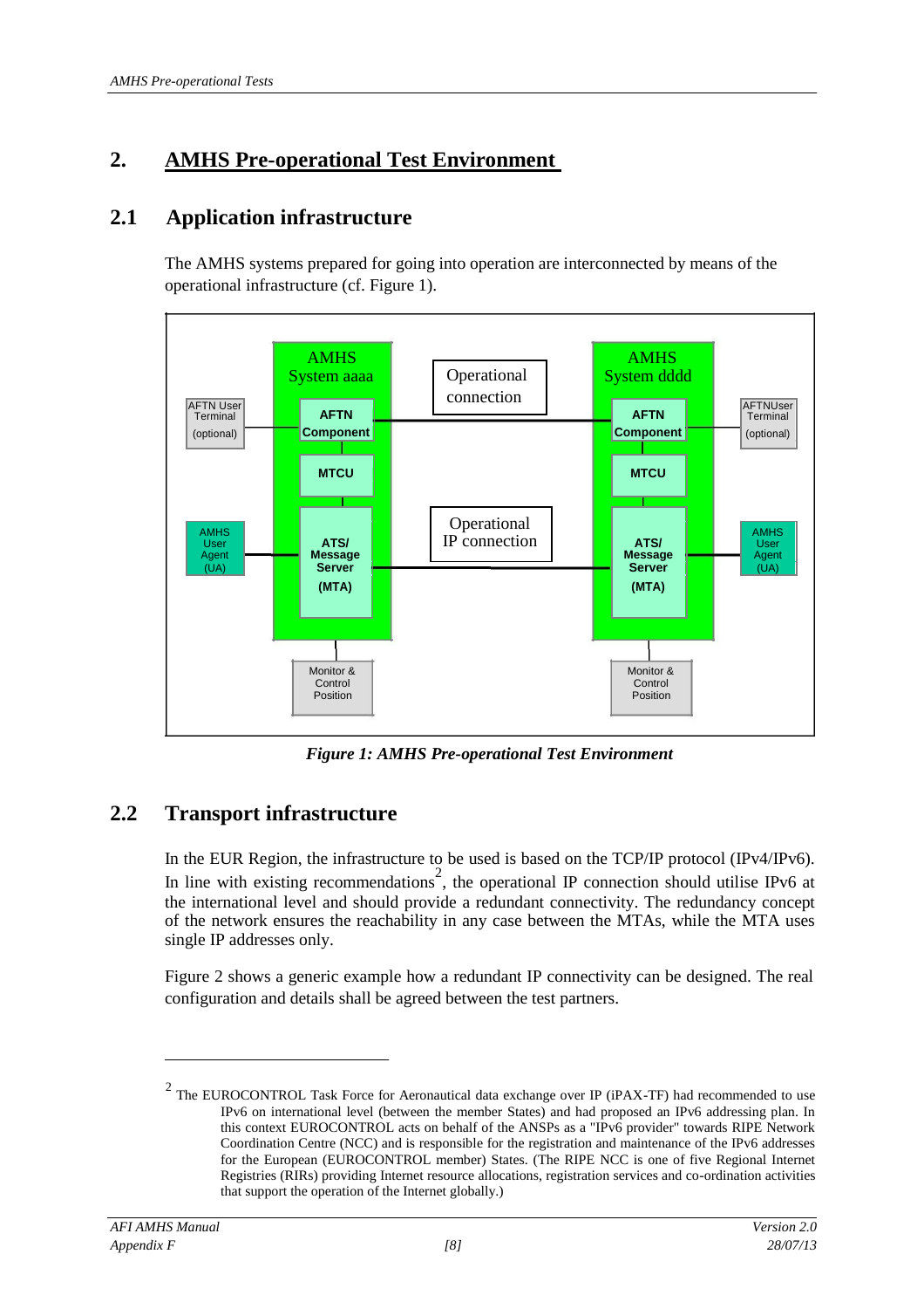## 2. AMHS Pre-operational Test Environment

### 2.1 Application infrastructure

The AMHS systems prepared for going into operation are interconnected by means of the operational infrastructure (cf. Figure 1).

*Figure 1: AMHS Pre-operational Test Environment*

### 2.2 Transport infrastructure

In the EUR Region, the infrastructure to be used is based on the TCP/IP protocol (IPv4/IPv6). In line with existing recommendations[2], the operational IP connection should utilise IPv6 at the international level and should provide a redundant connectivity. The redundancy concept of the network ensures the reachability in any case between the MTAs, while the MTA uses single IP addresses only.

Figure 2 shows a generic example how a redundant IP connectivity can be designed. The real configuration and details shall be agreed between the test partners.

---

[2] The EUROCONTROL Task Force for Aeronautical data exchange over IP (iPAX-TF) had recommended to use IPv6 on international level (between the member States) and had proposed an IPv6 addressing plan. In this context EUROCONTROL acts on behalf of the ANSPs as a "IPv6 provider" towards RIPE Network Coordination Centre (NCC) and is responsible for the registration and maintenance of the IPv6 addresses for the European (EUROCONTROL member) States. (The RIPE NCC is one of five Regional Internet Registries (RIRs) providing Internet resource allocations, registration services and co-ordination activities that support the operation of the Internet globally.)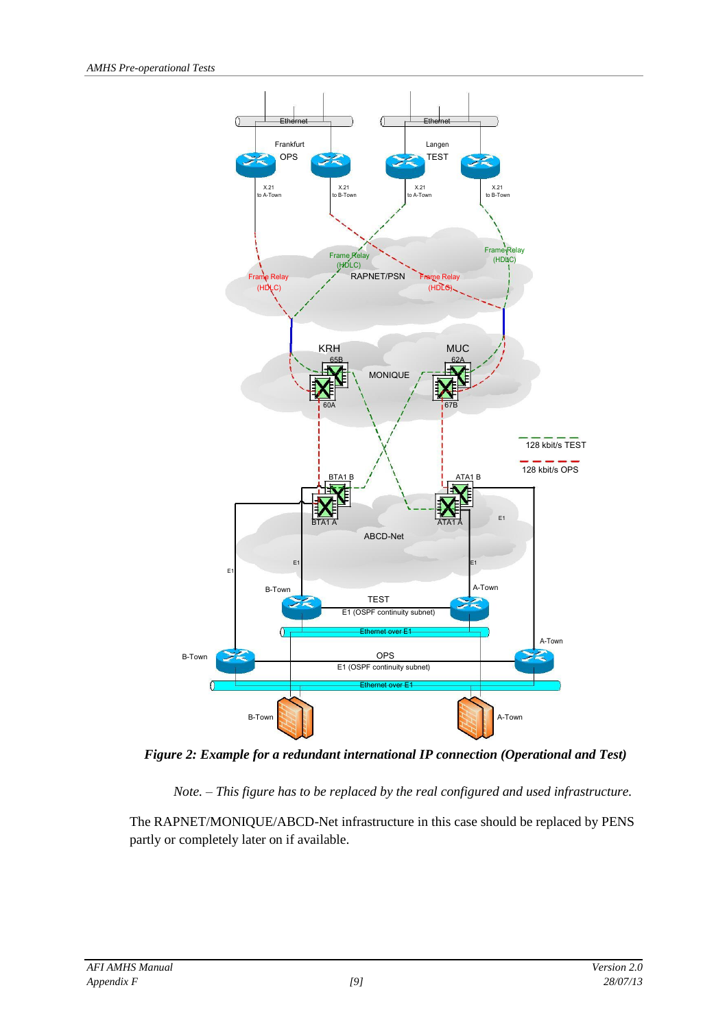*Figure 2: Example for a redundant international IP connection (Operational and Test)*

*Note. – This figure has to be replaced by the real configured and used infrastructure.*

The RAPNET/MONIQUE/ABCD-Net infrastructure in this case should be replaced by PENS partly or completely later on if available.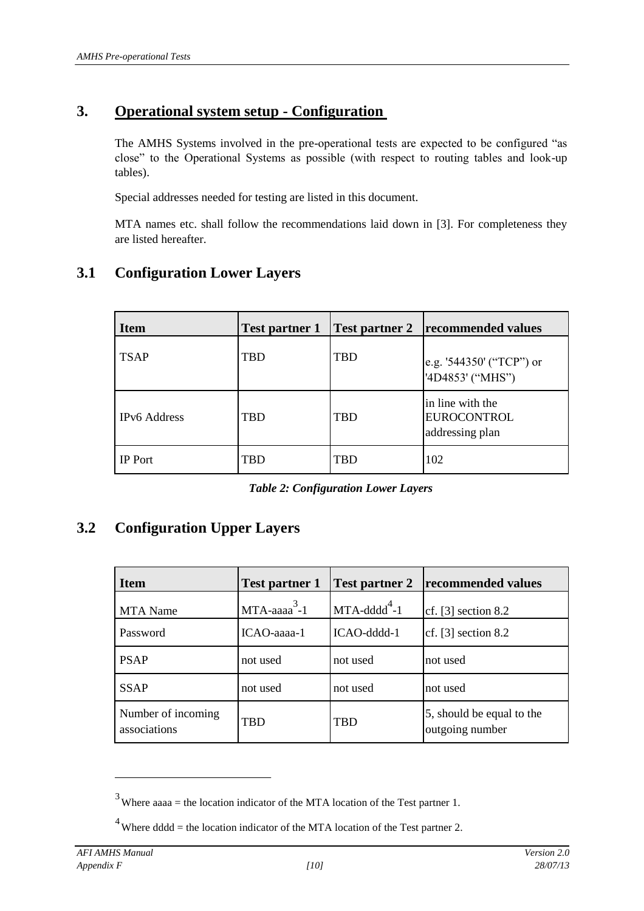# 3. Operational system setup - Configuration

The AMHS Systems involved in the pre-operational tests are expected to be configured "as close" to the Operational Systems as possible (with respect to routing tables and look-up tables).

Special addresses needed for testing are listed in this document.

MTA names etc. shall follow the recommendations laid down in [3]. For completeness they are listed hereafter.

## 3.1 Configuration Lower Layers

| Item | Test partner 1 | Test partner 2 | recommended values |
|---|---|---|---|
| TSAP | TBD | TBD | e.g. '544350' ("TCP") or '4D4853' ("MHS") |
| IPv6 Address | TBD | TBD | in line with the EUROCONTROL addressing plan |
| IP Port | TBD | TBD | 102 |

*Table 2: Configuration Lower Layers*

## 3.2 Configuration Upper Layers

| Item | Test partner 1 | Test partner 2 | recommended values |
|---|---|---|---|
| MTA Name | MTA-aaaa[3]-1 | MTA-dddd[4]-1 | cf. [3] section 8.2 |
| Password | ICAO-aaaa-1 | ICAO-dddd-1 | cf. [3] section 8.2 |
| PSAP | not used | not used | not used |
| SSAP | not used | not used | not used |
| Number of incoming associations | TBD | TBD | 5, should be equal to the outgoing number |

[3] Where aaaa = the location indicator of the MTA location of the Test partner 1.

[4] Where dddd = the location indicator of the MTA location of the Test partner 2.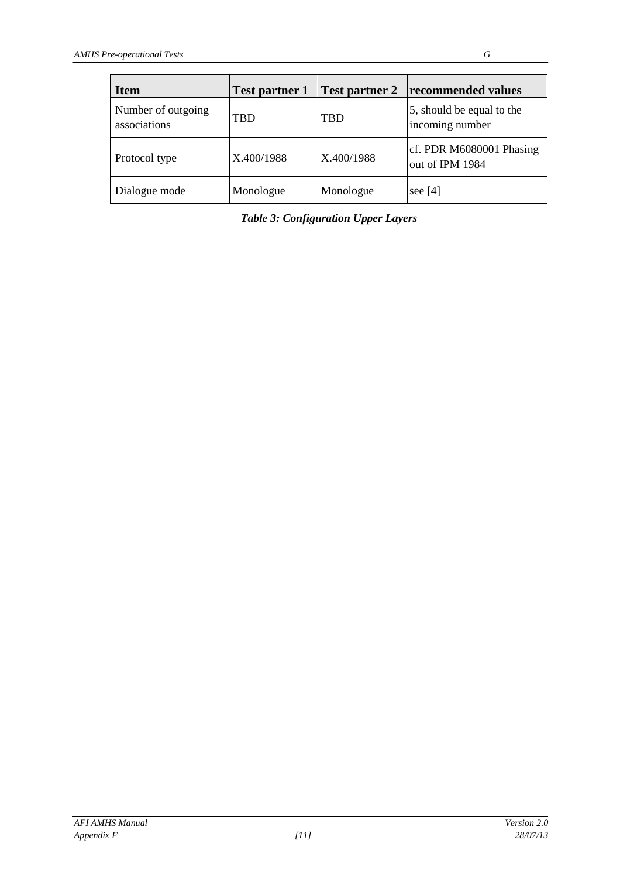| Item | Test partner 1 | Test partner 2 | recommended values |
|---|---|---|---|
| Number of outgoing associations | TBD | TBD | 5, should be equal to the incoming number |
| Protocol type | X.400/1988 | X.400/1988 | cf. PDR M6080001 Phasing out of IPM 1984 |
| Dialogue mode | Monologue | Monologue | see [4] |

***Table 3: Configuration Upper Layers***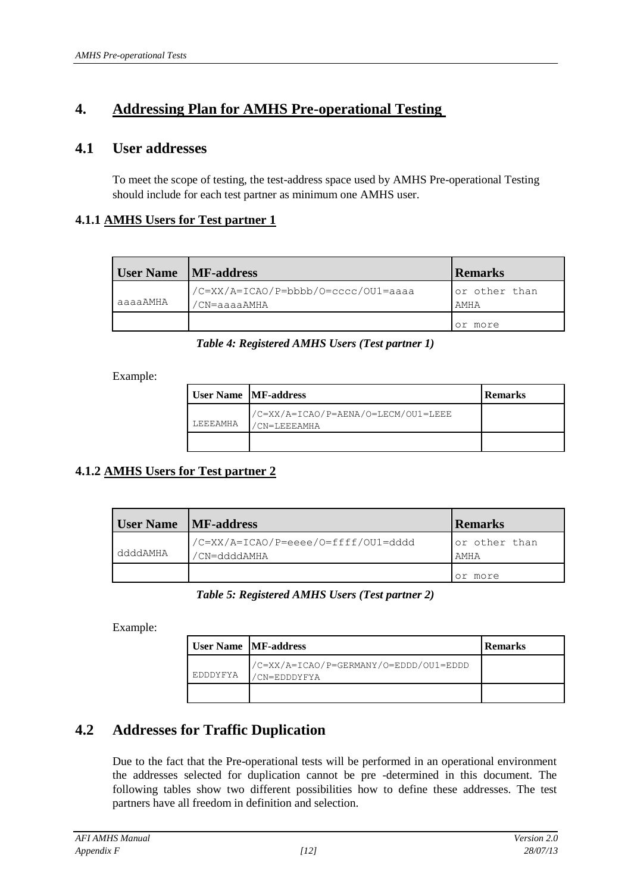# 4. Addressing Plan for AMHS Pre-operational Testing

## 4.1 User addresses

To meet the scope of testing, the test-address space used by AMHS Pre-operational Testing should include for each test partner as minimum one AMHS user.

### 4.1.1 AMHS Users for Test partner 1

| User Name | MF-address | Remarks |
|---|---|---|
| aaaaAMHA | /C=XX/A=ICAO/P=bbbb/O=cccc/OU1=aaaa /CN=aaaaAMHA | or other than AMHA |
| | | or more |

*Table 4: Registered AMHS Users (Test partner 1)*

Example:

| User Name | MF-address | Remarks |
|---|---|---|
| LEEEAMHA | /C=XX/A=ICAO/P=AENA/O=LECM/OU1=LEEE /CN=LEEEAMHA | |
| | | |

### 4.1.2 AMHS Users for Test partner 2

| User Name | MF-address | Remarks |
|---|---|---|
| ddddAMHA | /C=XX/A=ICAO/P=eeee/O=ffff/OU1=dddd /CN=ddddAMHA | or other than AMHA |
| | | or more |

*Table 5: Registered AMHS Users (Test partner 2)*

Example:

| User Name | MF-address | Remarks |
|---|---|---|
| EDDDYFYA | /C=XX/A=ICAO/P=GERMANY/O=EDDD/OU1=EDDD /CN=EDDDYFYA | |
| | | |

## 4.2 Addresses for Traffic Duplication

Due to the fact that the Pre-operational tests will be performed in an operational environment the addresses selected for duplication cannot be pre -determined in this document. The following tables show two different possibilities how to define these addresses. The test partners have all freedom in definition and selection.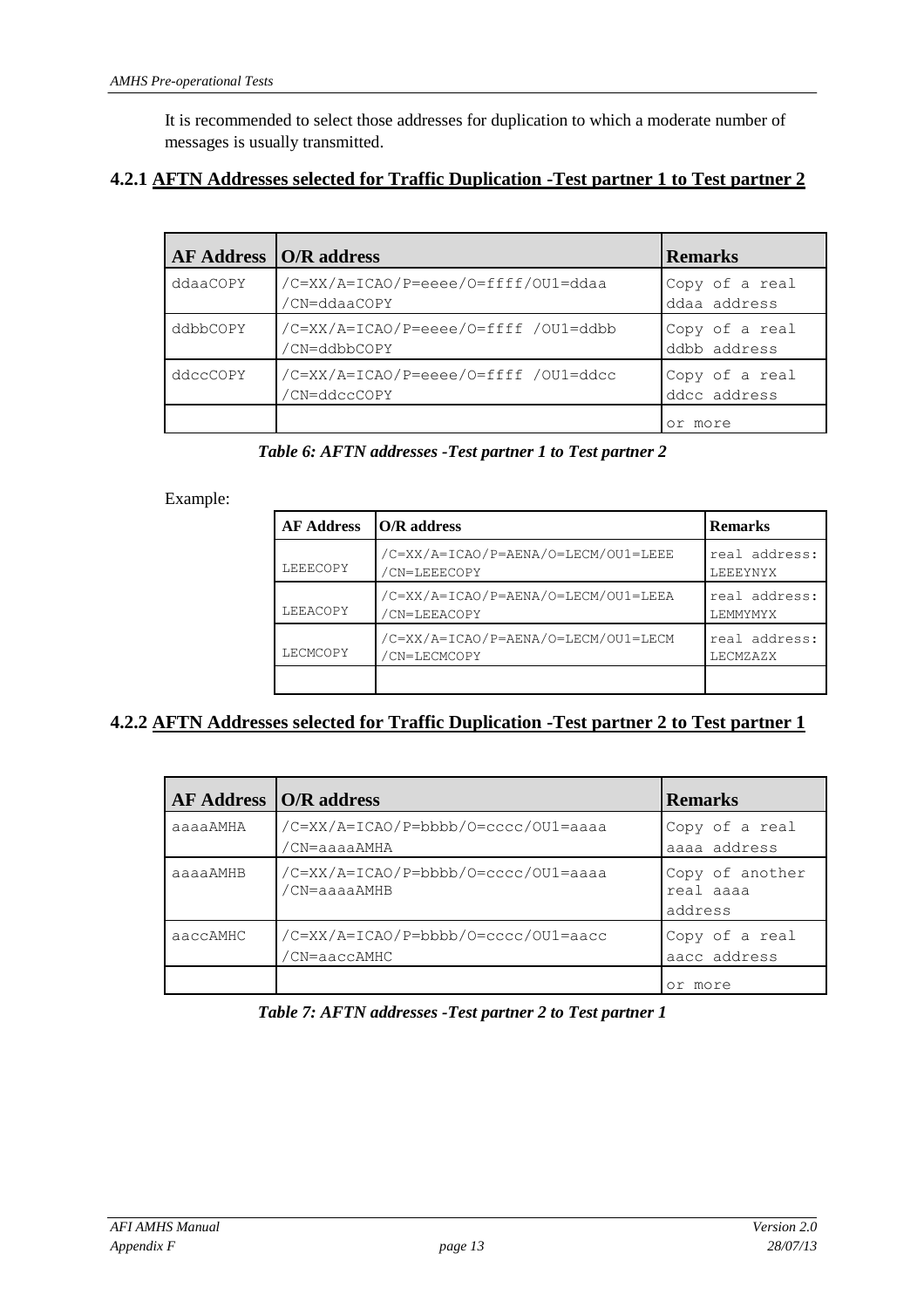It is recommended to select those addresses for duplication to which a moderate number of messages is usually transmitted.

### 4.2.1 AFTN Addresses selected for Traffic Duplication -Test partner 1 to Test partner 2

| AF Address | O/R address | Remarks |
|---|---|---|
| ddaaCOPY | /C=XX/A=ICAO/P=eeee/O=ffff/OU1=ddaa /CN=ddaaCOPY | Copy of a real ddaa address |
| ddbbCOPY | /C=XX/A=ICAO/P=eeee/O=ffff /OU1=ddbb /CN=ddbbCOPY | Copy of a real ddbb address |
| ddccCOPY | /C=XX/A=ICAO/P=eeee/O=ffff /OU1=ddcc /CN=ddccCOPY | Copy of a real ddcc address |
| | | or more |

*Table 6: AFTN addresses -Test partner 1 to Test partner 2*

Example:

| AF Address | O/R address | Remarks |
|---|---|---|
| LEEECOPY | /C=XX/A=ICAO/P=AENA/O=LECM/OU1=LEEE /CN=LEEECOPY | real address: LEEEYNYX |
| LEEACOPY | /C=XX/A=ICAO/P=AENA/O=LECM/OU1=LEEA /CN=LEEACOPY | real address: LEMMYMYX |
| LECMCOPY | /C=XX/A=ICAO/P=AENA/O=LECM/OU1=LECM /CN=LECMCOPY | real address: LECMZAZX |
| | | |

### 4.2.2 AFTN Addresses selected for Traffic Duplication -Test partner 2 to Test partner 1

| AF Address | O/R address | Remarks |
|---|---|---|
| aaaaAMHA | /C=XX/A=ICAO/P=bbbb/O=cccc/OU1=aaaa /CN=aaaaAMHA | Copy of a real aaaa address |
| aaaaAMHB | /C=XX/A=ICAO/P=bbbb/O=cccc/OU1=aaaa /CN=aaaaAMHB | Copy of another real aaaa address |
| aaccAMHC | /C=XX/A=ICAO/P=bbbb/O=cccc/OU1=aacc /CN=aaccAMHC | Copy of a real aacc address |
| | | or more |

*Table 7: AFTN addresses -Test partner 2 to Test partner 1*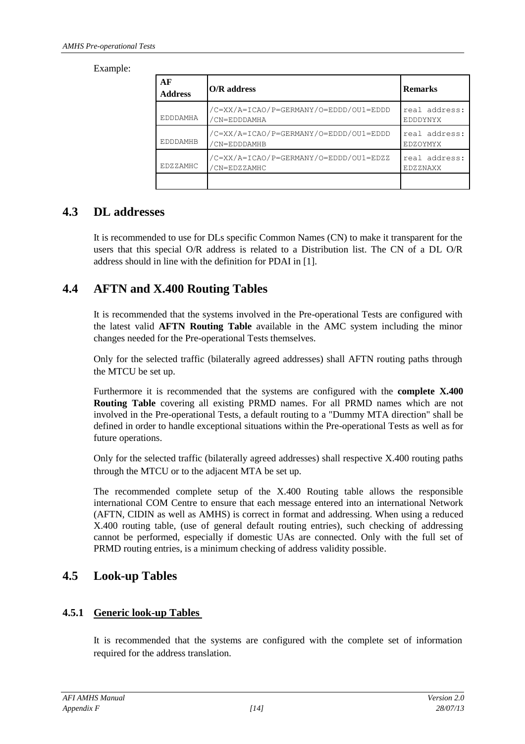Example:

| AF Address | O/R address | Remarks |
|---|---|---|
| EDDDAMHA | /C=XX/A=ICAO/P=GERMANY/O=EDDD/OU1=EDDD /CN=EDDDAMHA | real address: EDDDYNYX |
| EDDDAMHB | /C=XX/A=ICAO/P=GERMANY/O=EDDD/OU1=EDDD /CN=EDDDAMHB | real address: EDZOYMYX |
| EDZZAMHC | /C=XX/A=ICAO/P=GERMANY/O=EDDD/OU1=EDZZ /CN=EDZZAMHC | real address: EDZZNAXX |
| | | |

## 4.3 DL addresses

It is recommended to use for DLs specific Common Names (CN) to make it transparent for the users that this special O/R address is related to a Distribution list. The CN of a DL O/R address should in line with the definition for PDAI in [1].

## 4.4 AFTN and X.400 Routing Tables

It is recommended that the systems involved in the Pre-operational Tests are configured with the latest valid **AFTN Routing Table** available in the AMC system including the minor changes needed for the Pre-operational Tests themselves.

Only for the selected traffic (bilaterally agreed addresses) shall AFTN routing paths through the MTCU be set up.

Furthermore it is recommended that the systems are configured with the **complete X.400 Routing Table** covering all existing PRMD names. For all PRMD names which are not involved in the Pre-operational Tests, a default routing to a "Dummy MTA direction" shall be defined in order to handle exceptional situations within the Pre-operational Tests as well as for future operations.

Only for the selected traffic (bilaterally agreed addresses) shall respective X.400 routing paths through the MTCU or to the adjacent MTA be set up.

The recommended complete setup of the X.400 Routing table allows the responsible international COM Centre to ensure that each message entered into an international Network (AFTN, CIDIN as well as AMHS) is correct in format and addressing. When using a reduced X.400 routing table, (use of general default routing entries), such checking of addressing cannot be performed, especially if domestic UAs are connected. Only with the full set of PRMD routing entries, is a minimum checking of address validity possible.

## 4.5 Look-up Tables

### 4.5.1 Generic look-up Tables

It is recommended that the systems are configured with the complete set of information required for the address translation.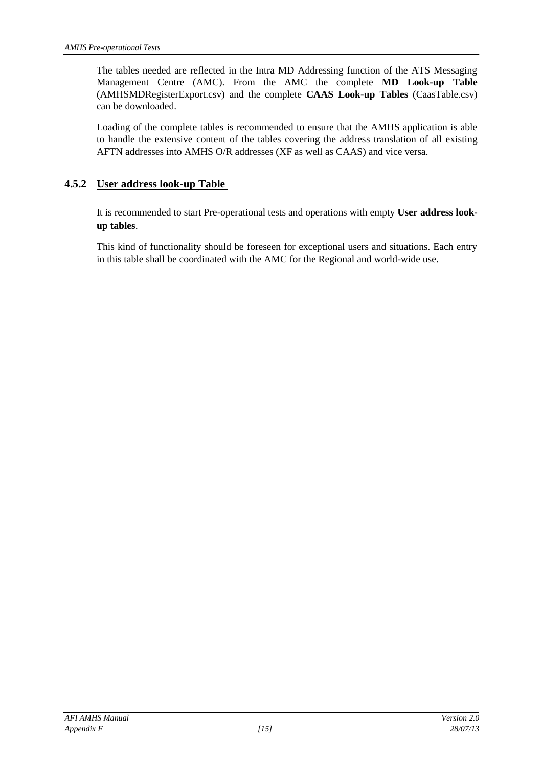The tables needed are reflected in the Intra MD Addressing function of the ATS Messaging Management Centre (AMC). From the AMC the complete **MD Look-up Table** (AMHSMDRegisterExport.csv) and the complete **CAAS Look-up Tables** (CaasTable.csv) can be downloaded.

Loading of the complete tables is recommended to ensure that the AMHS application is able to handle the extensive content of the tables covering the address translation of all existing AFTN addresses into AMHS O/R addresses (XF as well as CAAS) and vice versa.

### 4.5.2 User address look-up Table

It is recommended to start Pre-operational tests and operations with empty **User address look-up tables**.

This kind of functionality should be foreseen for exceptional users and situations. Each entry in this table shall be coordinated with the AMC for the Regional and world-wide use.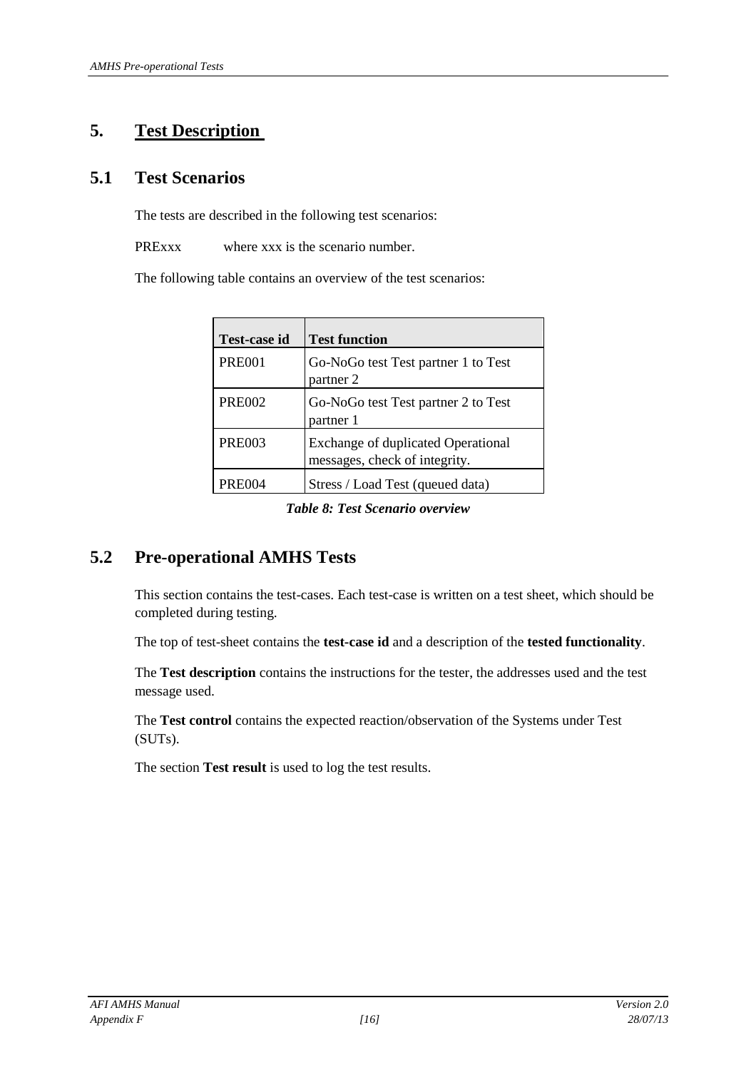# 5. Test Description

## 5.1 Test Scenarios

The tests are described in the following test scenarios:

PRExxx where xxx is the scenario number.

The following table contains an overview of the test scenarios:

| Test-case id | Test function |
|---|---|
| PRE001 | Go-NoGo test Test partner 1 to Test partner 2 |
| PRE002 | Go-NoGo test Test partner 2 to Test partner 1 |
| PRE003 | Exchange of duplicated Operational messages, check of integrity. |
| PRE004 | Stress / Load Test (queued data) |

***Table 8: Test Scenario overview***

## 5.2 Pre-operational AMHS Tests

This section contains the test-cases. Each test-case is written on a test sheet, which should be completed during testing.

The top of test-sheet contains the **test-case id** and a description of the **tested functionality**.

The **Test description** contains the instructions for the tester, the addresses used and the test message used.

The **Test control** contains the expected reaction/observation of the Systems under Test (SUTs).

The section **Test result** is used to log the test results.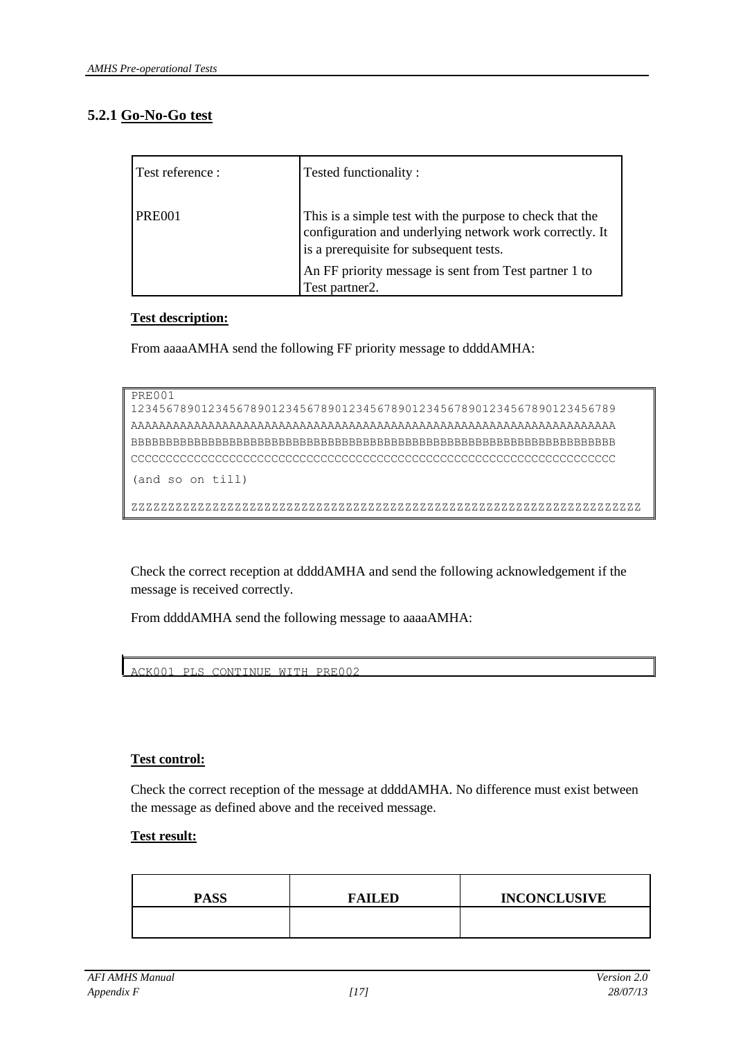### 5.2.1 Go-No-Go test

| Test reference : | Tested functionality : |
| --- | --- |
| PRE001 | This is a simple test with the purpose to check that the configuration and underlying network work correctly. It is a prerequisite for subsequent tests.<br>An FF priority message is sent from Test partner 1 to Test partner2. |

**Test description:**

From aaaaAMHA send the following FF priority message to ddddAMHA:

```
PRE001
123456789012345678901234567890123456789012345678901234567890123456789
AAAAAAAAAAAAAAAAAAAAAAAAAAAAAAAAAAAAAAAAAAAAAAAAAAAAAAAAAAAAAAAAAAAAA
BBBBBBBBBBBBBBBBBBBBBBBBBBBBBBBBBBBBBBBBBBBBBBBBBBBBBBBBBBBBBBBBBBBBB
CCCCCCCCCCCCCCCCCCCCCCCCCCCCCCCCCCCCCCCCCCCCCCCCCCCCCCCCCCCCCCCCCCCCC
(and so on till)
ZZZZZZZZZZZZZZZZZZZZZZZZZZZZZZZZZZZZZZZZZZZZZZZZZZZZZZZZZZZZZZZZZZZZZ
```

Check the correct reception at ddddAMHA and send the following acknowledgement if the message is received correctly.

From ddddAMHA send the following message to aaaaAMHA:

```
ACK001 PLS CONTINUE WITH PRE002
```

**Test control:**

Check the correct reception of the message at ddddAMHA. No difference must exist between the message as defined above and the received message.

**Test result:**

| PASS | FAILED | INCONCLUSIVE |
| --- | --- | --- |
| | | |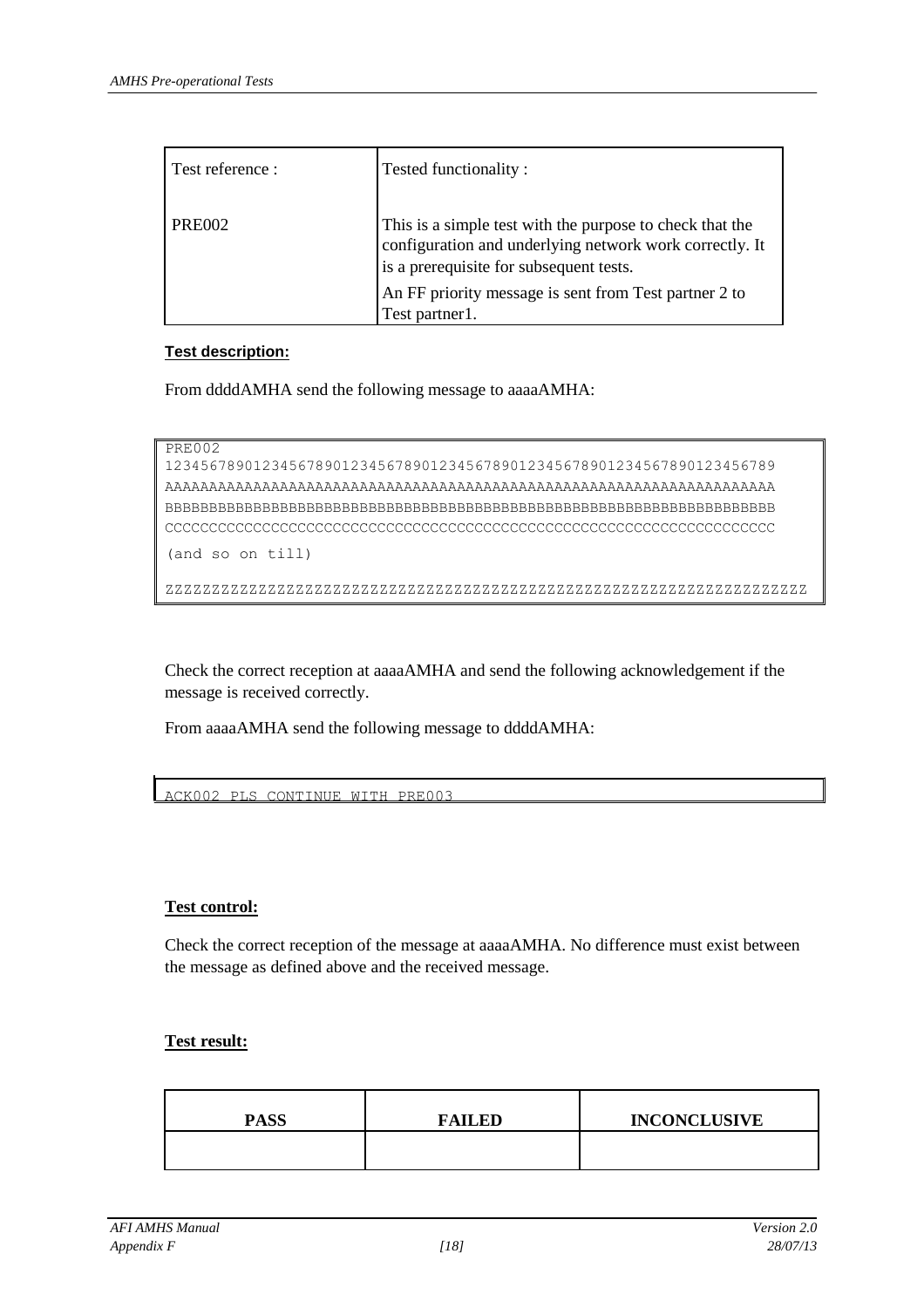| Test reference : | Tested functionality : |
|---|---|
| PRE002 | This is a simple test with the purpose to check that the configuration and underlying network work correctly. It is a prerequisite for subsequent tests.<br>An FF priority message is sent from Test partner 2 to Test partner1. |

**Test description:**

From ddddAMHA send the following message to aaaaAMHA:

```
PRE002
123456789012345678901234567890123456789012345678901234567890123456789
AAAAAAAAAAAAAAAAAAAAAAAAAAAAAAAAAAAAAAAAAAAAAAAAAAAAAAAAAAAAAAAAAAAAA
BBBBBBBBBBBBBBBBBBBBBBBBBBBBBBBBBBBBBBBBBBBBBBBBBBBBBBBBBBBBBBBBBBBBB
CCCCCCCCCCCCCCCCCCCCCCCCCCCCCCCCCCCCCCCCCCCCCCCCCCCCCCCCCCCCCCCCCCCCC
(and so on till)
ZZZZZZZZZZZZZZZZZZZZZZZZZZZZZZZZZZZZZZZZZZZZZZZZZZZZZZZZZZZZZZZZZZZZZZ
```

Check the correct reception at aaaaAMHA and send the following acknowledgement if the message is received correctly.

From aaaaAMHA send the following message to ddddAMHA:

```
ACK002 PLS CONTINUE WITH PRE003
```

**Test control:**

Check the correct reception of the message at aaaaAMHA. No difference must exist between the message as defined above and the received message.

**Test result:**

| PASS | FAILED | INCONCLUSIVE |
|---|---|---|
| | | |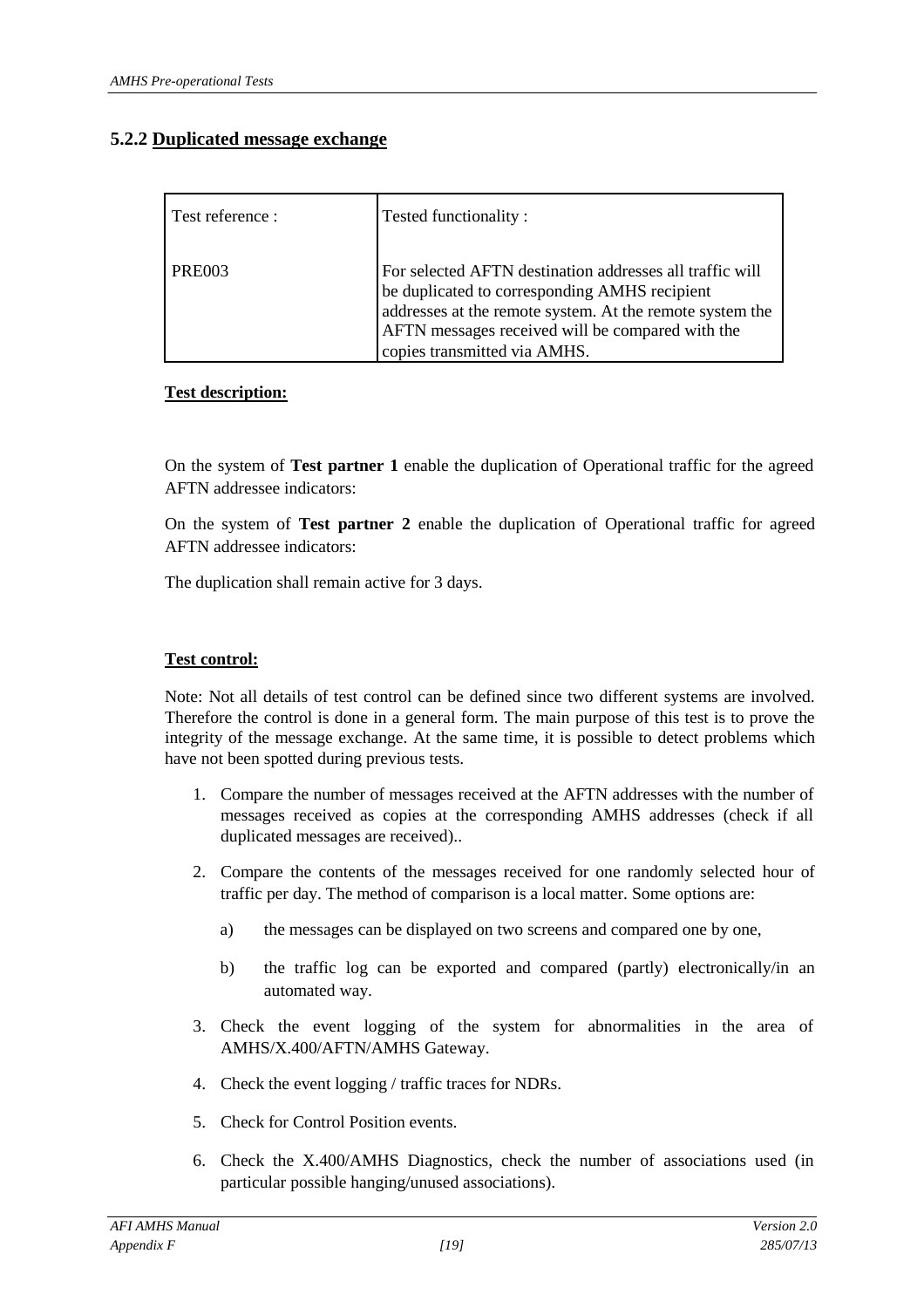### 5.2.2 Duplicated message exchange

| Test reference : | Tested functionality : |
|---|---|
| PRE003 | For selected AFTN destination addresses all traffic will be duplicated to corresponding AMHS recipient addresses at the remote system. At the remote system the AFTN messages received will be compared with the copies transmitted via AMHS. |

**Test description:**

On the system of **Test partner 1** enable the duplication of Operational traffic for the agreed AFTN addressee indicators:

On the system of **Test partner 2** enable the duplication of Operational traffic for agreed AFTN addressee indicators:

The duplication shall remain active for 3 days.

**Test control:**

Note: Not all details of test control can be defined since two different systems are involved. Therefore the control is done in a general form. The main purpose of this test is to prove the integrity of the message exchange. At the same time, it is possible to detect problems which have not been spotted during previous tests.

1. Compare the number of messages received at the AFTN addresses with the number of messages received as copies at the corresponding AMHS addresses (check if all duplicated messages are received)..
2. Compare the contents of the messages received for one randomly selected hour of traffic per day. The method of comparison is a local matter. Some options are:
   a) the messages can be displayed on two screens and compared one by one,
   b) the traffic log can be exported and compared (partly) electronically/in an automated way.
3. Check the event logging of the system for abnormalities in the area of AMHS/X.400/AFTN/AMHS Gateway.
4. Check the event logging / traffic traces for NDRs.
5. Check for Control Position events.
6. Check the X.400/AMHS Diagnostics, check the number of associations used (in particular possible hanging/unused associations).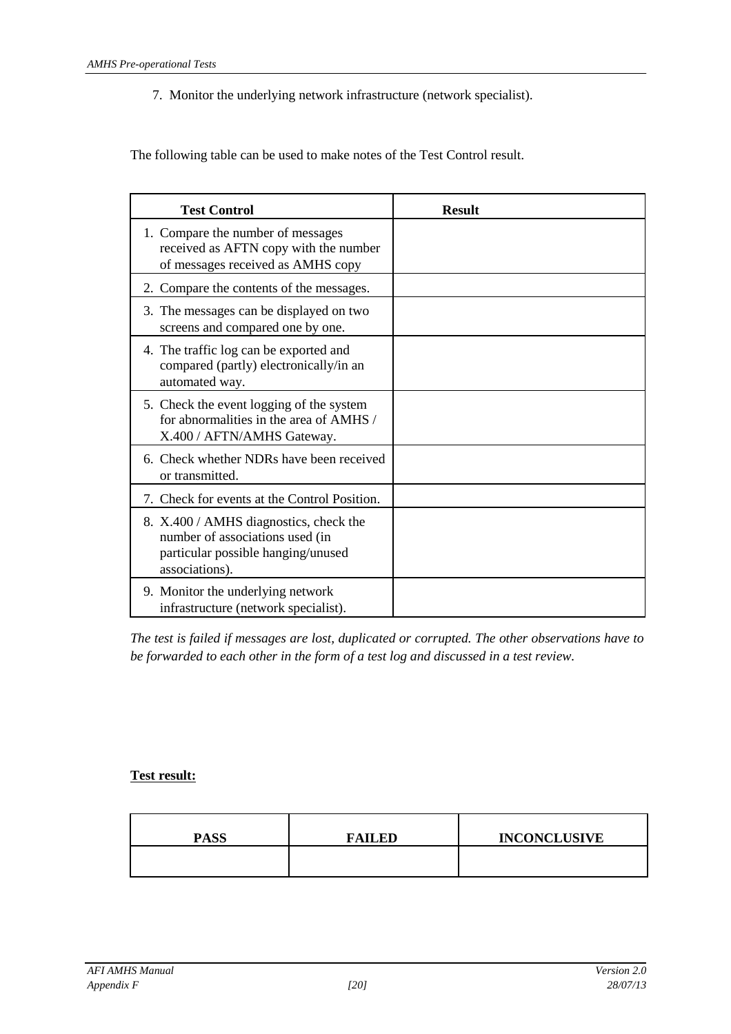7. Monitor the underlying network infrastructure (network specialist).

The following table can be used to make notes of the Test Control result.

| Test Control | Result |
|---|---|
| 1. Compare the number of messages received as AFTN copy with the number of messages received as AMHS copy | |
| 2. Compare the contents of the messages. | |
| 3. The messages can be displayed on two screens and compared one by one. | |
| 4. The traffic log can be exported and compared (partly) electronically/in an automated way. | |
| 5. Check the event logging of the system for abnormalities in the area of AMHS / X.400 / AFTN/AMHS Gateway. | |
| 6. Check whether NDRs have been received or transmitted. | |
| 7. Check for events at the Control Position. | |
| 8. X.400 / AMHS diagnostics, check the number of associations used (in particular possible hanging/unused associations). | |
| 9. Monitor the underlying network infrastructure (network specialist). | |

*The test is failed if messages are lost, duplicated or corrupted. The other observations have to be forwarded to each other in the form of a test log and discussed in a test review.*

**Test result:**

| PASS | FAILED | INCONCLUSIVE |
|---|---|---|
| | | |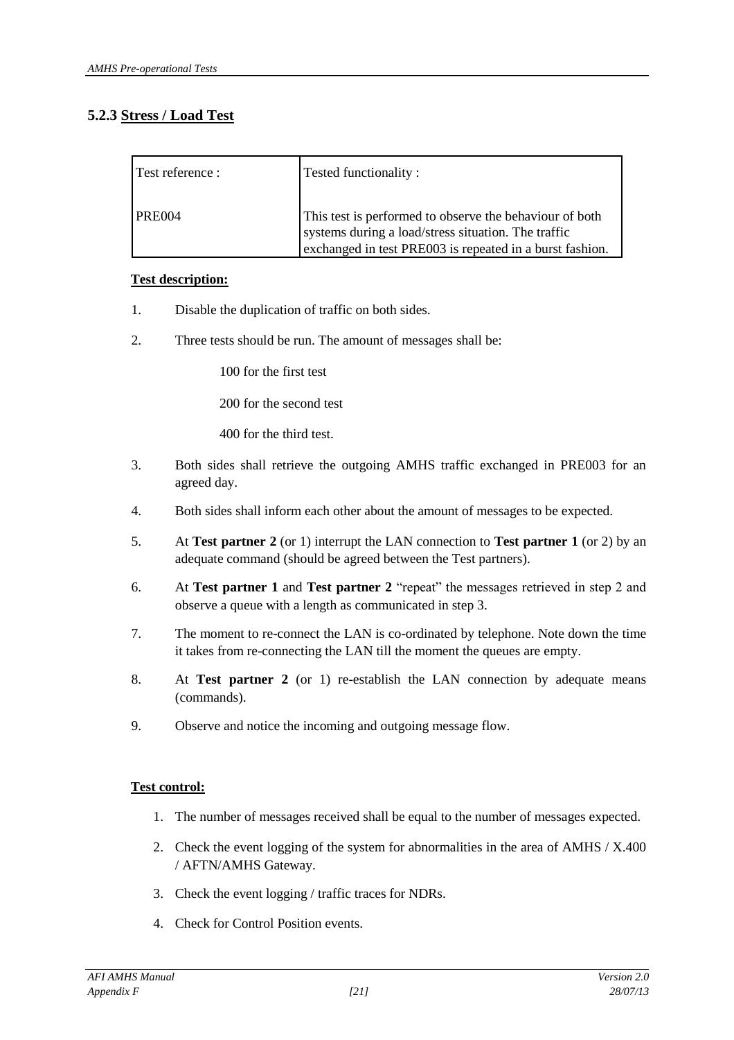### 5.2.3 Stress / Load Test

| Test reference : | Tested functionality : |
|---|---|
| PRE004 | This test is performed to observe the behaviour of both systems during a load/stress situation. The traffic exchanged in test PRE003 is repeated in a burst fashion. |

**Test description:**

1. Disable the duplication of traffic on both sides.
2. Three tests should be run. The amount of messages shall be:

   100 for the first test

   200 for the second test

   400 for the third test.
3. Both sides shall retrieve the outgoing AMHS traffic exchanged in PRE003 for an agreed day.
4. Both sides shall inform each other about the amount of messages to be expected.
5. At **Test partner 2** (or 1) interrupt the LAN connection to **Test partner 1** (or 2) by an adequate command (should be agreed between the Test partners).
6. At **Test partner 1** and **Test partner 2** "repeat" the messages retrieved in step 2 and observe a queue with a length as communicated in step 3.
7. The moment to re-connect the LAN is co-ordinated by telephone. Note down the time it takes from re-connecting the LAN till the moment the queues are empty.
8. At **Test partner 2** (or 1) re-establish the LAN connection by adequate means (commands).
9. Observe and notice the incoming and outgoing message flow.

**Test control:**

1. The number of messages received shall be equal to the number of messages expected.
2. Check the event logging of the system for abnormalities in the area of AMHS / X.400 / AFTN/AMHS Gateway.
3. Check the event logging / traffic traces for NDRs.
4. Check for Control Position events.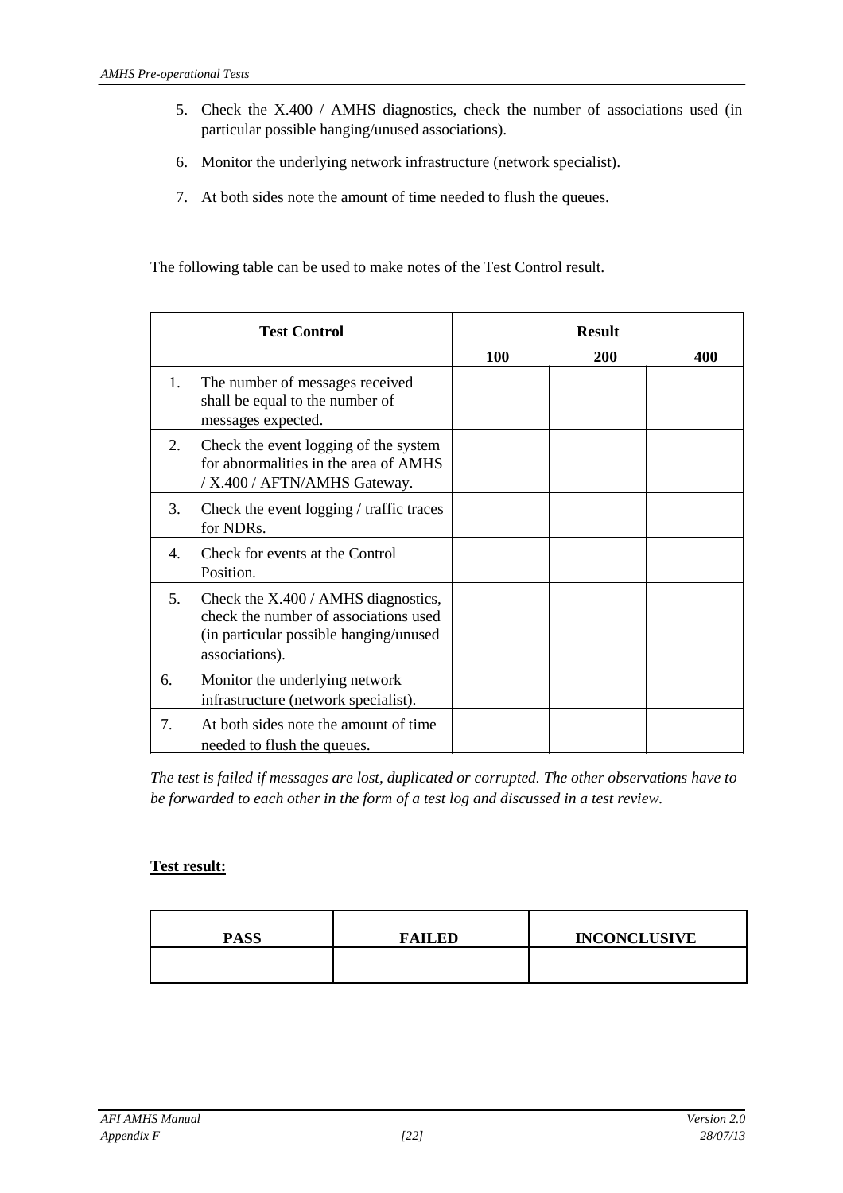5. Check the X.400 / AMHS diagnostics, check the number of associations used (in particular possible hanging/unused associations).

6. Monitor the underlying network infrastructure (network specialist).

7. At both sides note the amount of time needed to flush the queues.

The following table can be used to make notes of the Test Control result.

| Test Control | | Result | | |
|---|---|---|---|---|
| | | 100 | 200 | 400 |
| 1. | The number of messages received shall be equal to the number of messages expected. | | | |
| 2. | Check the event logging of the system for abnormalities in the area of AMHS / X.400 / AFTN/AMHS Gateway. | | | |
| 3. | Check the event logging / traffic traces for NDRs. | | | |
| 4. | Check for events at the Control Position. | | | |
| 5. | Check the X.400 / AMHS diagnostics, check the number of associations used (in particular possible hanging/unused associations). | | | |
| 6. | Monitor the underlying network infrastructure (network specialist). | | | |
| 7. | At both sides note the amount of time needed to flush the queues. | | | |

*The test is failed if messages are lost, duplicated or corrupted. The other observations have to be forwarded to each other in the form of a test log and discussed in a test review.*

**Test result:**

| PASS | FAILED | INCONCLUSIVE |
|---|---|---|
| | | |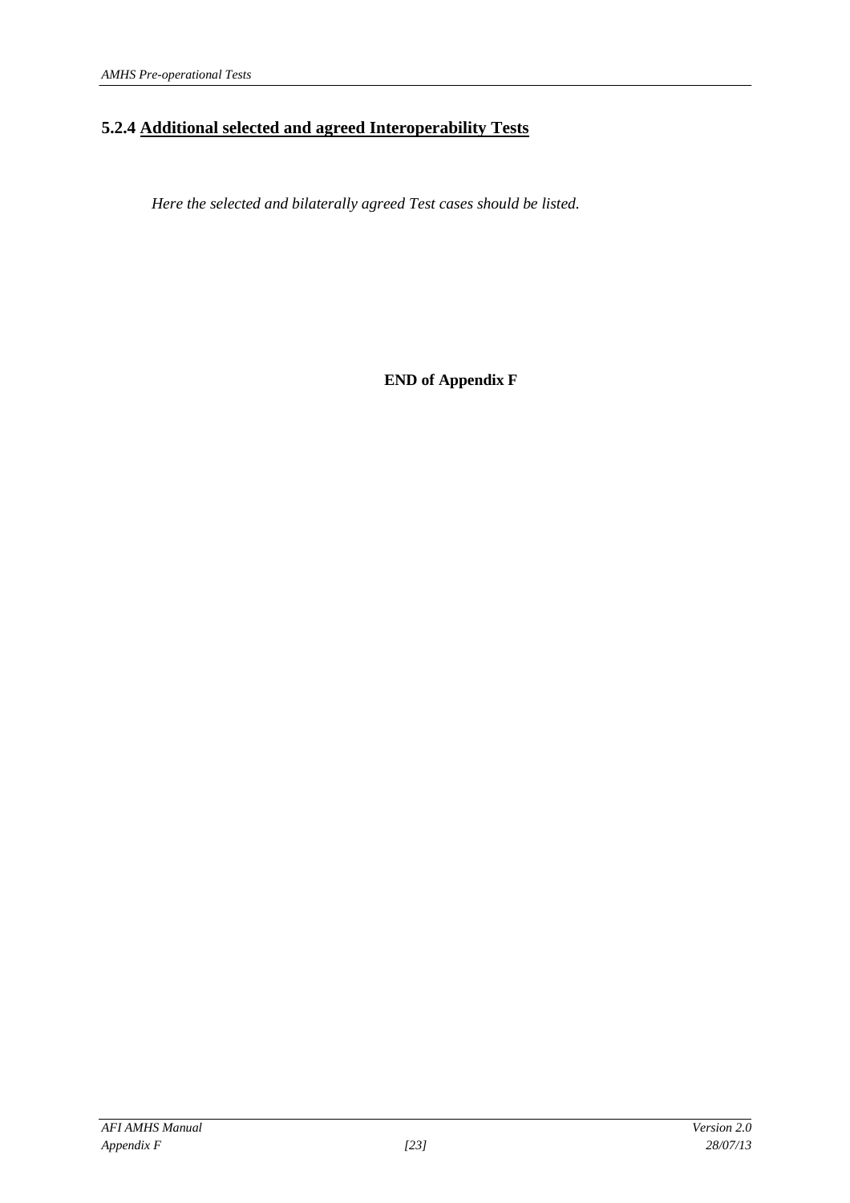### 5.2.4 Additional selected and agreed Interoperability Tests

*Here the selected and bilaterally agreed Test cases should be listed.*

**END of Appendix F**